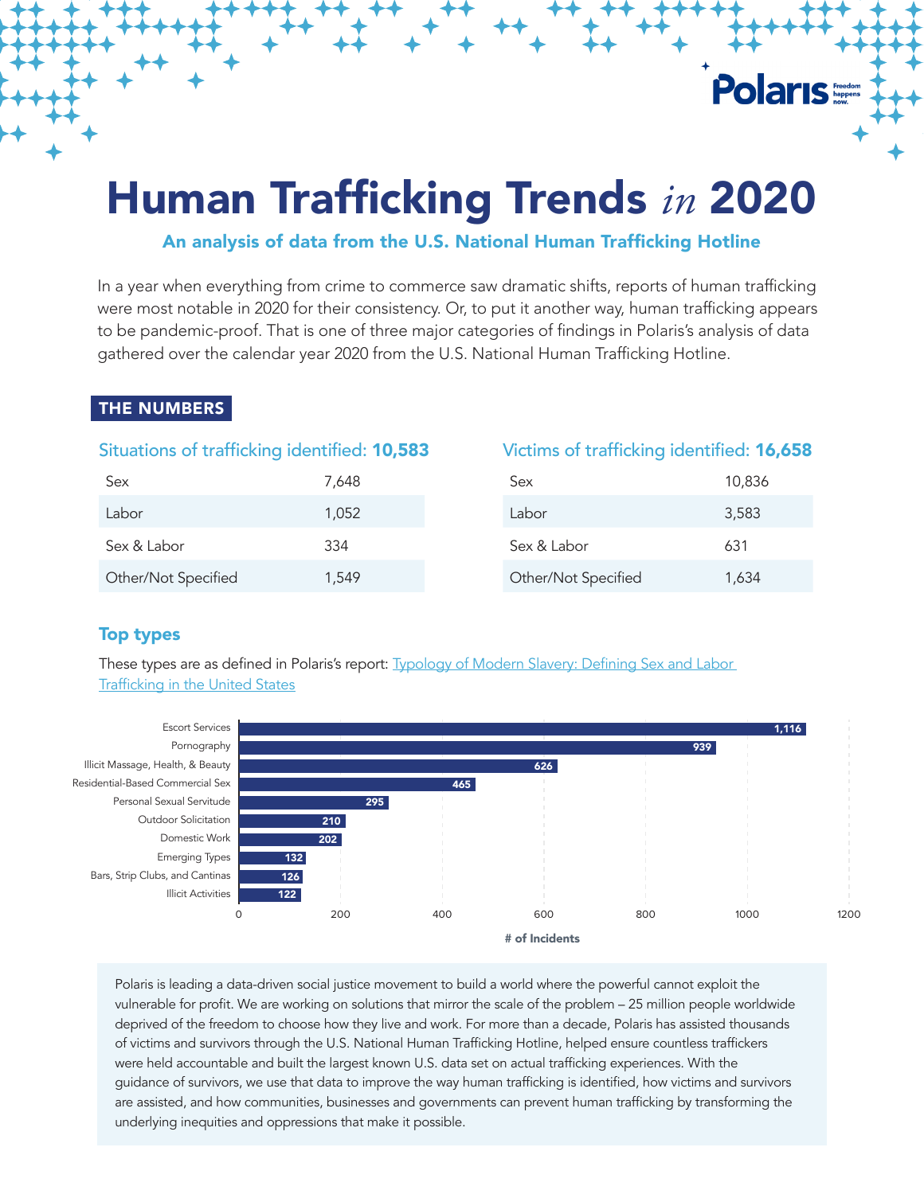# Human Trafficking Trends *in* 2020

### An analysis of data from the U.S. National Human Trafficking Hotline

In a year when everything from crime to commerce saw dramatic shifts, reports of human trafficking were most notable in 2020 for their consistency. Or, to put it another way, human trafficking appears to be pandemic-proof. That is one of three major categories of findings in Polaris's analysis of data gathered over the calendar year 2020 from the U.S. National Human Trafficking Hotline.

## THE NUMBERS

### Situations of trafficking identified: **10,583**

| | |
|---|---|
| Sex | 7,648 |
| Labor | 1,052 |
| Sex & Labor | 334 |
| Other/Not Specified | 1,549 |

### Victims of trafficking identified: **16,658**

| | |
|---|---|
| Sex | 10,836 |
| Labor | 3,583 |
| Sex & Labor | 631 |
| Other/Not Specified | 1,634 |

### Top types

These types are as defined in Polaris's report: [Typology of Modern Slavery: Defining Sex and Labor Trafficking in the United States]()

| Type | # of Incidents |
|---|---|
| Escort Services | 1,116 |
| Pornography | 939 |
| Illicit Massage, Health, & Beauty | 626 |
| Residential-Based Commercial Sex | 465 |
| Personal Sexual Servitude | 295 |
| Outdoor Solicitation | 210 |
| Domestic Work | 202 |
| Emerging Types | 132 |
| Bars, Strip Clubs, and Cantinas | 126 |
| Illicit Activities | 122 |

Polaris is leading a data-driven social justice movement to build a world where the powerful cannot exploit the vulnerable for profit. We are working on solutions that mirror the scale of the problem – 25 million people worldwide deprived of the freedom to choose how they live and work. For more than a decade, Polaris has assisted thousands of victims and survivors through the U.S. National Human Trafficking Hotline, helped ensure countless traffickers were held accountable and built the largest known U.S. data set on actual trafficking experiences. With the guidance of survivors, we use that data to improve the way human trafficking is identified, how victims and survivors are assisted, and how communities, businesses and governments can prevent human trafficking by transforming the underlying inequities and oppressions that make it possible.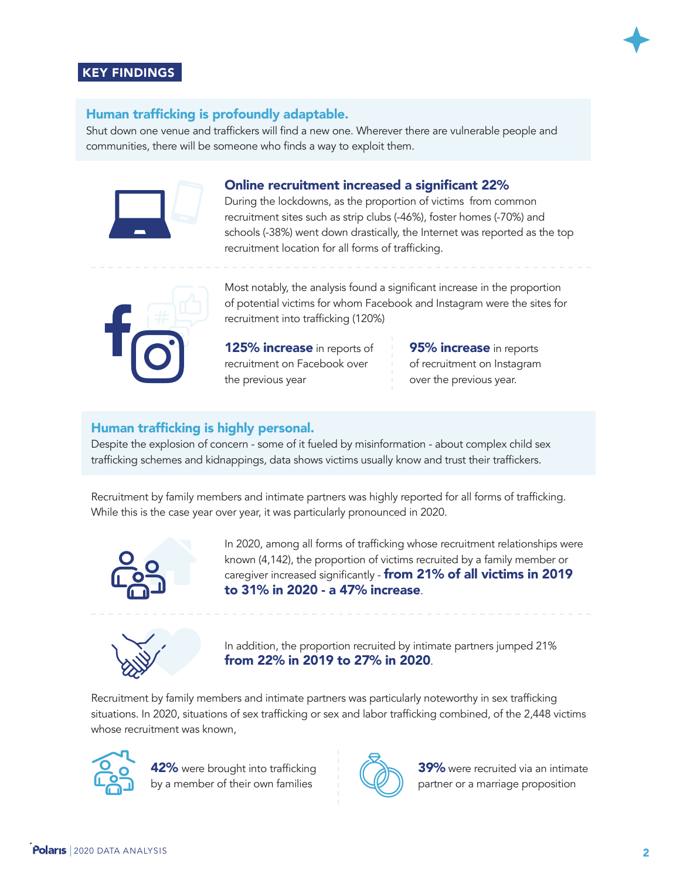## KEY FINDINGS

### Human trafficking is profoundly adaptable.

Shut down one venue and traffickers will find a new one. Wherever there are vulnerable people and communities, there will be someone who finds a way to exploit them.

**Online recruitment increased a significant 22%**

During the lockdowns, as the proportion of victims from common recruitment sites such as strip clubs (-46%), foster homes (-70%) and schools (-38%) went down drastically, the Internet was reported as the top recruitment location for all forms of trafficking.

Most notably, the analysis found a significant increase in the proportion of potential victims for whom Facebook and Instagram were the sites for recruitment into trafficking (120%)

**125% increase** in reports of recruitment on Facebook over the previous year

**95% increase** in reports of recruitment on Instagram over the previous year.

### Human trafficking is highly personal.

Despite the explosion of concern - some of it fueled by misinformation - about complex child sex trafficking schemes and kidnappings, data shows victims usually know and trust their traffickers.

Recruitment by family members and intimate partners was highly reported for all forms of trafficking. While this is the case year over year, it was particularly pronounced in 2020.

In 2020, among all forms of trafficking whose recruitment relationships were known (4,142), the proportion of victims recruited by a family member or caregiver increased significantly - **from 21% of all victims in 2019 to 31% in 2020 - a 47% increase**.

In addition, the proportion recruited by intimate partners jumped 21% **from 22% in 2019 to 27% in 2020**.

Recruitment by family members and intimate partners was particularly noteworthy in sex trafficking situations. In 2020, situations of sex trafficking or sex and labor trafficking combined, of the 2,448 victims whose recruitment was known,

**42%** were brought into trafficking by a member of their own families

**39%** were recruited via an intimate partner or a marriage proposition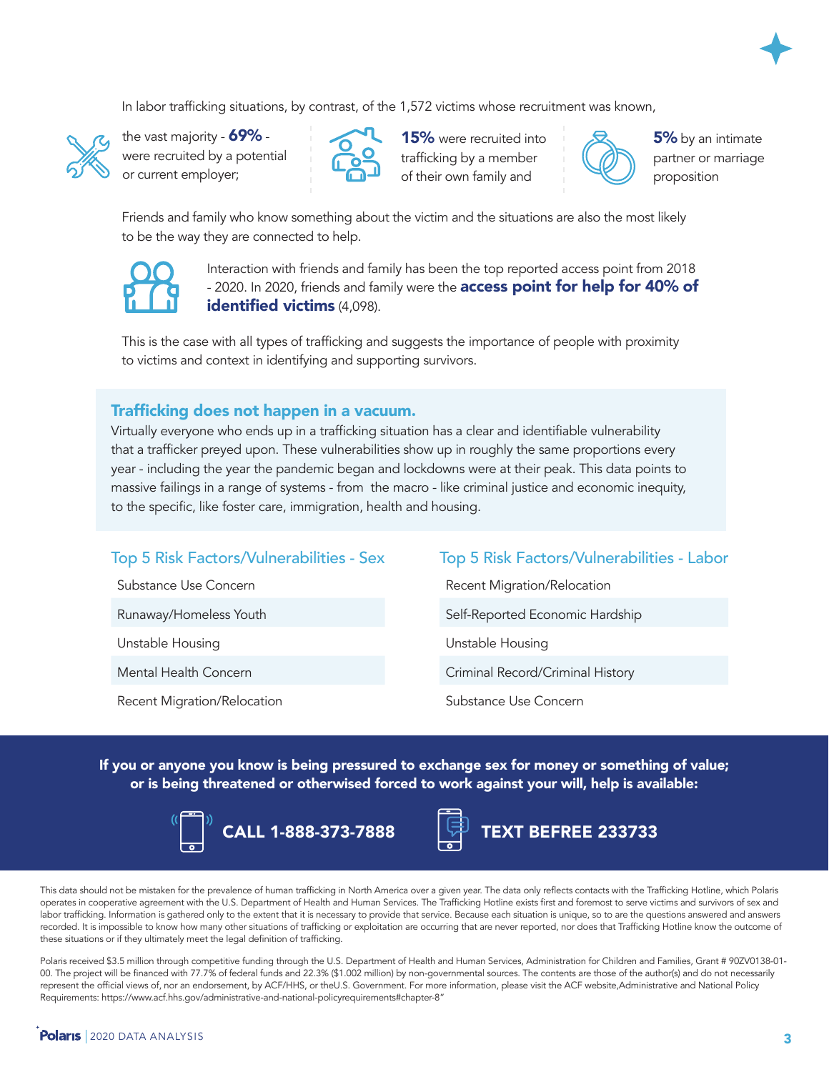In labor trafficking situations, by contrast, of the 1,572 victims whose recruitment was known,

- the vast majority - **69%** - were recruited by a potential or current employer;
- **15%** were recruited into trafficking by a member of their own family and
- **5%** by an intimate partner or marriage proposition

Friends and family who know something about the victim and the situations are also the most likely to be the way they are connected to help.

Interaction with friends and family has been the top reported access point from 2018 - 2020. In 2020, friends and family were the **access point for help for 40% of identified victims** (4,098).

This is the case with all types of trafficking and suggests the importance of people with proximity to victims and context in identifying and supporting survivors.

## Trafficking does not happen in a vacuum.

Virtually everyone who ends up in a trafficking situation has a clear and identifiable vulnerability that a trafficker preyed upon. These vulnerabilities show up in roughly the same proportions every year - including the year the pandemic began and lockdowns were at their peak. This data points to massive failings in a range of systems - from the macro - like criminal justice and economic inequity, to the specific, like foster care, immigration, health and housing.

| Top 5 Risk Factors/Vulnerabilities - Sex | Top 5 Risk Factors/Vulnerabilities - Labor |
|---|---|
| Substance Use Concern | Recent Migration/Relocation |
| Runaway/Homeless Youth | Self-Reported Economic Hardship |
| Unstable Housing | Unstable Housing |
| Mental Health Concern | Criminal Record/Criminal History |
| Recent Migration/Relocation | Substance Use Concern |

**If you or anyone you know is being pressured to exchange sex for money or something of value; or is being threatened or otherwised forced to work against your will, help is available:**

**CALL 1-888-373-7888**

**TEXT BEFREE 233733**

This data should not be mistaken for the prevalence of human trafficking in North America over a given year. The data only reflects contacts with the Trafficking Hotline, which Polaris operates in cooperative agreement with the U.S. Department of Health and Human Services. The Trafficking Hotline exists first and foremost to serve victims and survivors of sex and labor trafficking. Information is gathered only to the extent that it is necessary to provide that service. Because each situation is unique, so to are the questions answered and answers recorded. It is impossible to know how many other situations of trafficking or exploitation are occurring that are never reported, nor does that Trafficking Hotline know the outcome of these situations or if they ultimately meet the legal definition of trafficking.

Polaris received $3.5 million through competitive funding through the U.S. Department of Health and Human Services, Administration for Children and Families, Grant # 90ZV0138-01-00. The project will be financed with 77.7% of federal funds and 22.3% ($1.002 million) by non-governmental sources. The contents are those of the author(s) and do not necessarily represent the official views of, nor an endorsement, by ACF/HHS, or theU.S. Government. For more information, please visit the ACF website,Administrative and National Policy Requirements: https://www.acf.hhs.gov/administrative-and-national-policyrequirements#chapter-8"